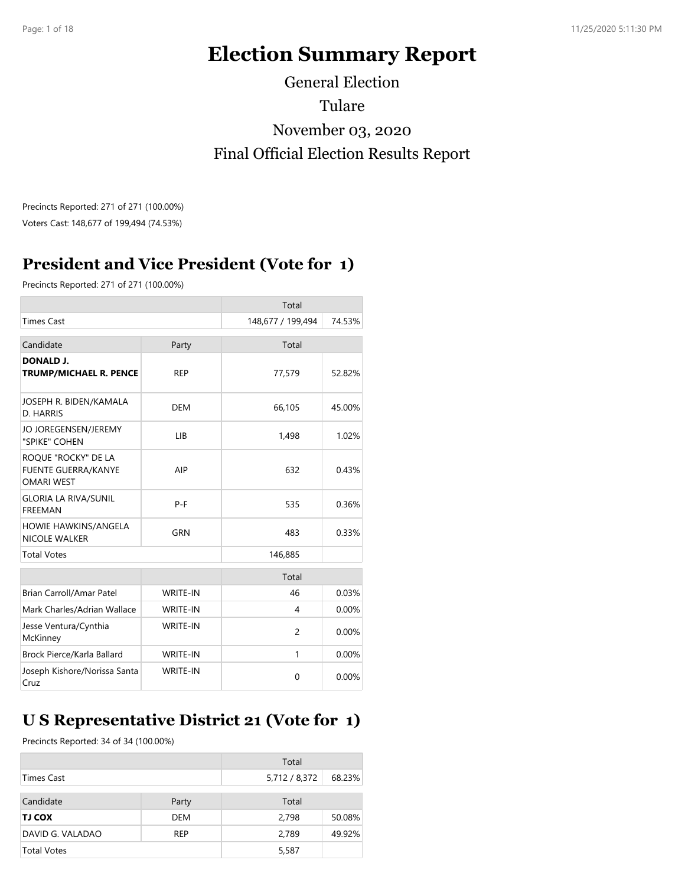# Election Summary Report

General Election

Tulare

November 03, 2020

Final Official Election Results Report

Precincts Reported: 271 of 271 (100.00%)

Voters Cast: 148,677 of 199,494 (74.53%)

## President and Vice President (Vote for 1)

Precincts Reported: 271 of 271 (100.00%)

| | | Total | |
|---|---|---|---|
| Times Cast | | 148,677 / 199,494 | 74.53% |

| Candidate | Party | Total | |
|---|---|---|---|
| **DONALD J. TRUMP/MICHAEL R. PENCE** | REP | 77,579 | 52.82% |
| JOSEPH R. BIDEN/KAMALA D. HARRIS | DEM | 66,105 | 45.00% |
| JO JOREGENSEN/JEREMY "SPIKE" COHEN | LIB | 1,498 | 1.02% |
| ROQUE "ROCKY" DE LA FUENTE GUERRA/KANYE OMARI WEST | AIP | 632 | 0.43% |
| GLORIA LA RIVA/SUNIL FREEMAN | P-F | 535 | 0.36% |
| HOWIE HAWKINS/ANGELA NICOLE WALKER | GRN | 483 | 0.33% |
| Total Votes | | 146,885 | |

| | | Total | |
|---|---|---|---|
| Brian Carroll/Amar Patel | WRITE-IN | 46 | 0.03% |
| Mark Charles/Adrian Wallace | WRITE-IN | 4 | 0.00% |
| Jesse Ventura/Cynthia McKinney | WRITE-IN | 2 | 0.00% |
| Brock Pierce/Karla Ballard | WRITE-IN | 1 | 0.00% |
| Joseph Kishore/Norissa Santa Cruz | WRITE-IN | 0 | 0.00% |

## U S Representative District 21 (Vote for 1)

Precincts Reported: 34 of 34 (100.00%)

| | | Total | |
|---|---|---|---|
| Times Cast | | 5,712 / 8,372 | 68.23% |

| Candidate | Party | Total | |
|---|---|---|---|
| **TJ COX** | DEM | 2,798 | 50.08% |
| DAVID G. VALADAO | REP | 2,789 | 49.92% |
| Total Votes | | 5,587 | |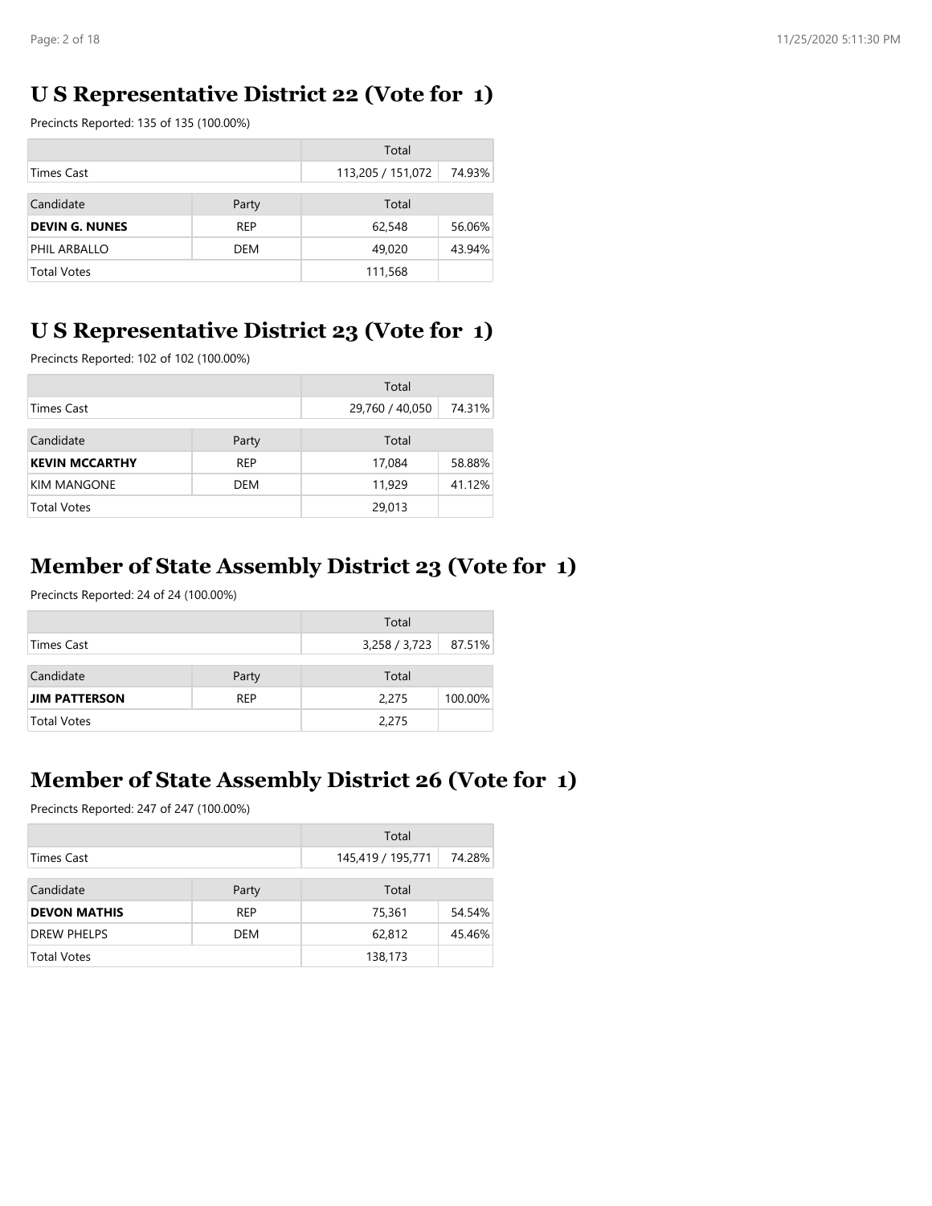## U S Representative District 22 (Vote for 1)

Precincts Reported: 135 of 135 (100.00%)

| | | Total | |
|---|---|---|---|
| Times Cast | | 113,205 / 151,072 | 74.93% |

| Candidate | Party | Total | |
|---|---|---|---|
| **DEVIN G. NUNES** | REP | 62,548 | 56.06% |
| PHIL ARBALLO | DEM | 49,020 | 43.94% |
| Total Votes | | 111,568 | |

## U S Representative District 23 (Vote for 1)

Precincts Reported: 102 of 102 (100.00%)

| | | Total | |
|---|---|---|---|
| Times Cast | | 29,760 / 40,050 | 74.31% |

| Candidate | Party | Total | |
|---|---|---|---|
| **KEVIN MCCARTHY** | REP | 17,084 | 58.88% |
| KIM MANGONE | DEM | 11,929 | 41.12% |
| Total Votes | | 29,013 | |

## Member of State Assembly District 23 (Vote for 1)

Precincts Reported: 24 of 24 (100.00%)

| | | Total | |
|---|---|---|---|
| Times Cast | | 3,258 / 3,723 | 87.51% |

| Candidate | Party | Total | |
|---|---|---|---|
| **JIM PATTERSON** | REP | 2,275 | 100.00% |
| Total Votes | | 2,275 | |

## Member of State Assembly District 26 (Vote for 1)

Precincts Reported: 247 of 247 (100.00%)

| | | Total | |
|---|---|---|---|
| Times Cast | | 145,419 / 195,771 | 74.28% |

| Candidate | Party | Total | |
|---|---|---|---|
| **DEVON MATHIS** | REP | 75,361 | 54.54% |
| DREW PHELPS | DEM | 62,812 | 45.46% |
| Total Votes | | 138,173 | |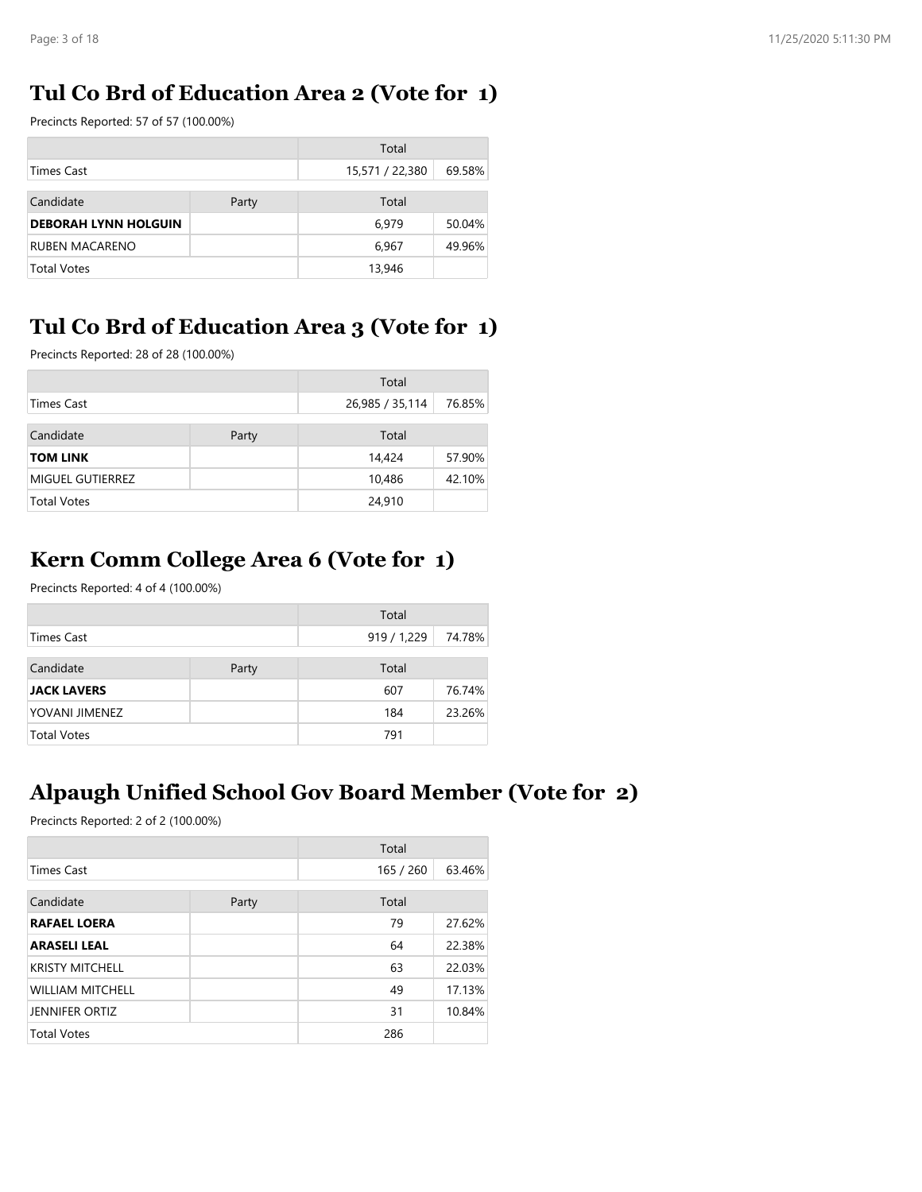## Tul Co Brd of Education Area 2 (Vote for 1)

Precincts Reported: 57 of 57 (100.00%)

| | | Total | |
|---|---|---|---|
| Times Cast | | 15,571 / 22,380 | 69.58% |

| Candidate | Party | Total | |
|---|---|---|---|
| **DEBORAH LYNN HOLGUIN** | | 6,979 | 50.04% |
| RUBEN MACARENO | | 6,967 | 49.96% |
| Total Votes | | 13,946 | |

## Tul Co Brd of Education Area 3 (Vote for 1)

Precincts Reported: 28 of 28 (100.00%)

| | | Total | |
|---|---|---|---|
| Times Cast | | 26,985 / 35,114 | 76.85% |

| Candidate | Party | Total | |
|---|---|---|---|
| **TOM LINK** | | 14,424 | 57.90% |
| MIGUEL GUTIERREZ | | 10,486 | 42.10% |
| Total Votes | | 24,910 | |

## Kern Comm College Area 6 (Vote for 1)

Precincts Reported: 4 of 4 (100.00%)

| | | Total | |
|---|---|---|---|
| Times Cast | | 919 / 1,229 | 74.78% |

| Candidate | Party | Total | |
|---|---|---|---|
| **JACK LAVERS** | | 607 | 76.74% |
| YOVANI JIMENEZ | | 184 | 23.26% |
| Total Votes | | 791 | |

## Alpaugh Unified School Gov Board Member (Vote for 2)

Precincts Reported: 2 of 2 (100.00%)

| | | Total | |
|---|---|---|---|
| Times Cast | | 165 / 260 | 63.46% |

| Candidate | Party | Total | |
|---|---|---|---|
| **RAFAEL LOERA** | | 79 | 27.62% |
| **ARASELI LEAL** | | 64 | 22.38% |
| KRISTY MITCHELL | | 63 | 22.03% |
| WILLIAM MITCHELL | | 49 | 17.13% |
| JENNIFER ORTIZ | | 31 | 10.84% |
| Total Votes | | 286 | |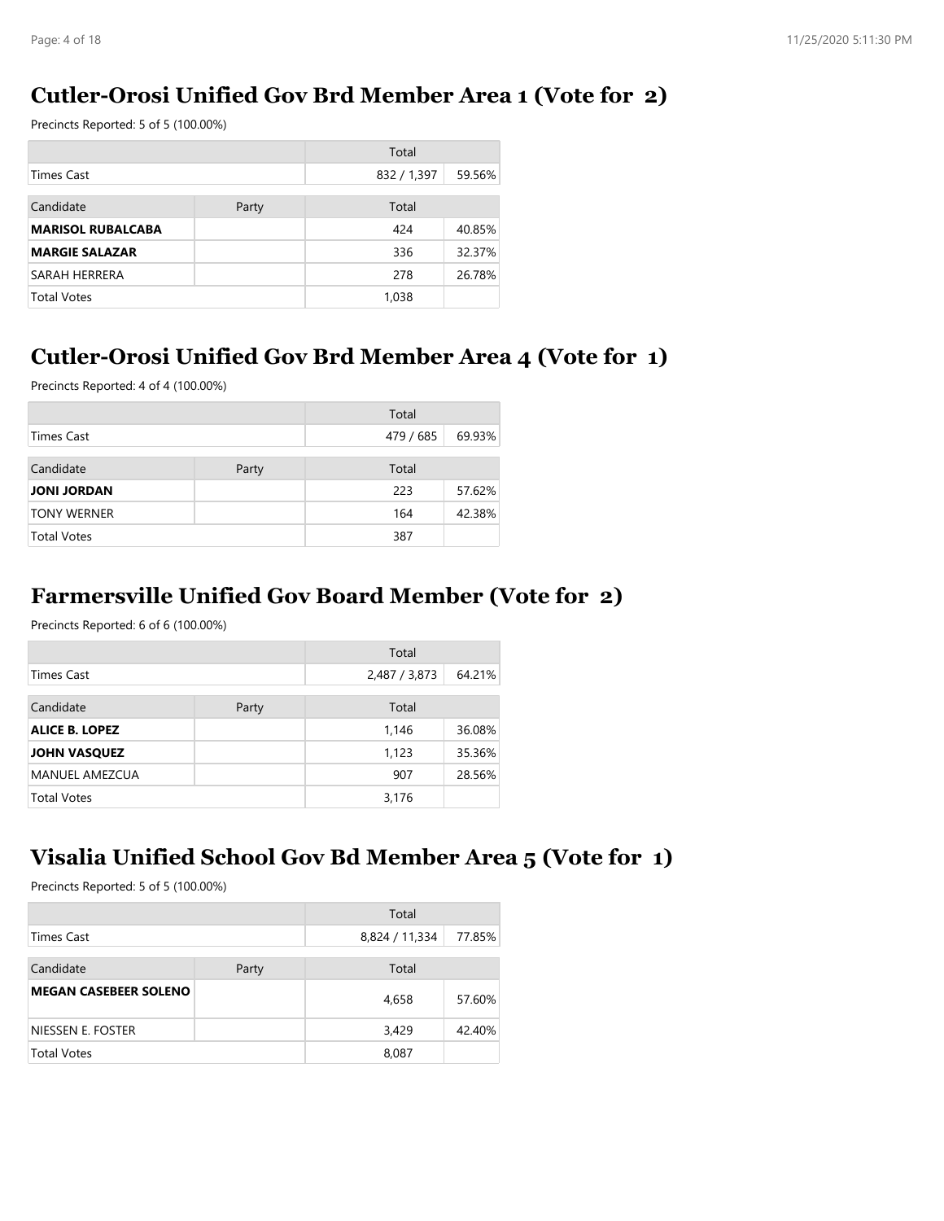## Cutler-Orosi Unified Gov Brd Member Area 1 (Vote for 2)

Precincts Reported: 5 of 5 (100.00%)

| | | Total | |
|---|---|---|---|
| Times Cast | | 832 / 1,397 | 59.56% |

| Candidate | Party | Total | |
|---|---|---|---|
| **MARISOL RUBALCABA** | | 424 | 40.85% |
| **MARGIE SALAZAR** | | 336 | 32.37% |
| SARAH HERRERA | | 278 | 26.78% |
| Total Votes | | 1,038 | |

## Cutler-Orosi Unified Gov Brd Member Area 4 (Vote for 1)

Precincts Reported: 4 of 4 (100.00%)

| | | Total | |
|---|---|---|---|
| Times Cast | | 479 / 685 | 69.93% |

| Candidate | Party | Total | |
|---|---|---|---|
| **JONI JORDAN** | | 223 | 57.62% |
| TONY WERNER | | 164 | 42.38% |
| Total Votes | | 387 | |

## Farmersville Unified Gov Board Member (Vote for 2)

Precincts Reported: 6 of 6 (100.00%)

| | | Total | |
|---|---|---|---|
| Times Cast | | 2,487 / 3,873 | 64.21% |

| Candidate | Party | Total | |
|---|---|---|---|
| **ALICE B. LOPEZ** | | 1,146 | 36.08% |
| **JOHN VASQUEZ** | | 1,123 | 35.36% |
| MANUEL AMEZCUA | | 907 | 28.56% |
| Total Votes | | 3,176 | |

## Visalia Unified School Gov Bd Member Area 5 (Vote for 1)

Precincts Reported: 5 of 5 (100.00%)

| | | Total | |
|---|---|---|---|
| Times Cast | | 8,824 / 11,334 | 77.85% |

| Candidate | Party | Total | |
|---|---|---|---|
| **MEGAN CASEBEER SOLENO** | | 4,658 | 57.60% |
| NIESSEN E. FOSTER | | 3,429 | 42.40% |
| Total Votes | | 8,087 | |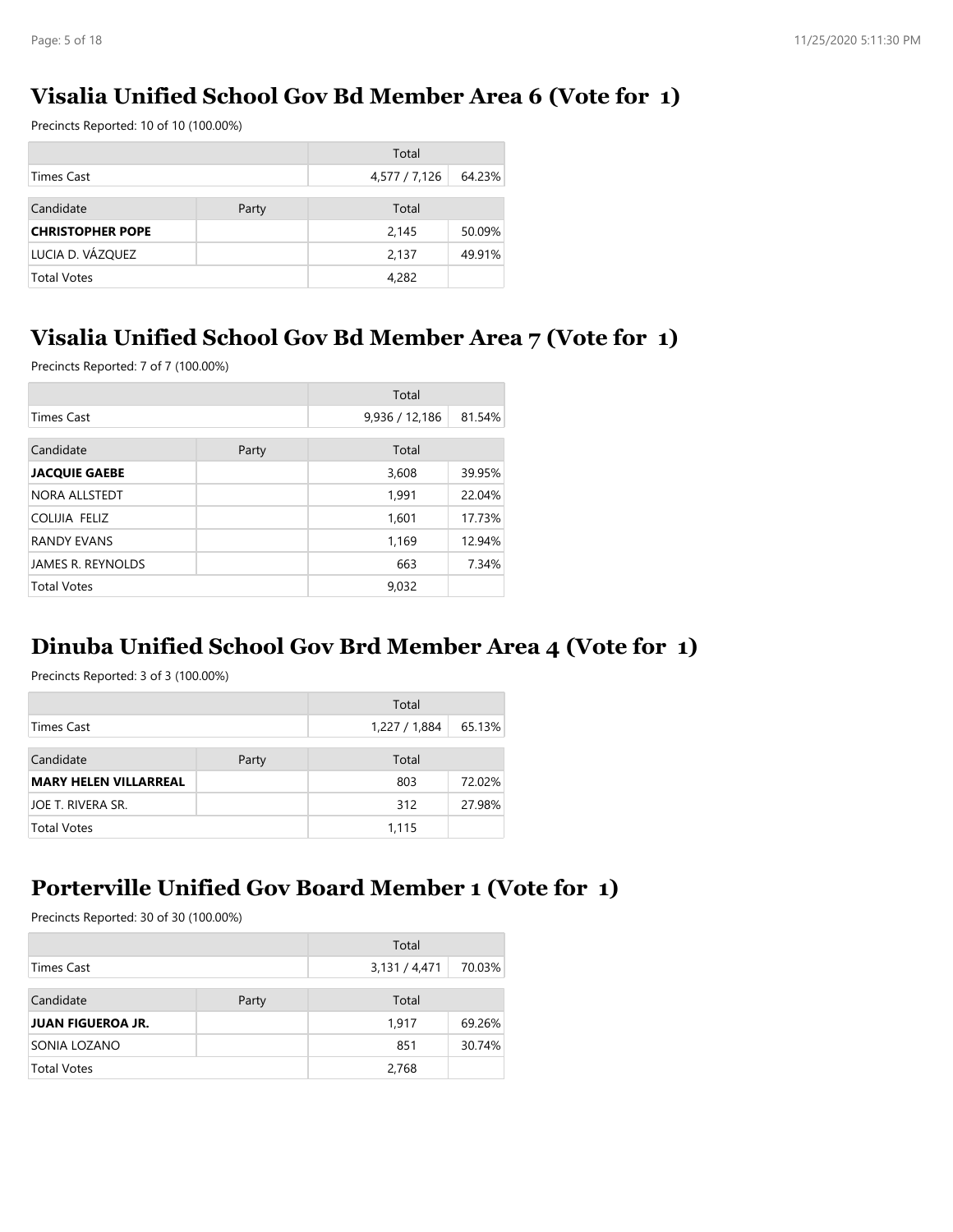## Visalia Unified School Gov Bd Member Area 6 (Vote for 1)

Precincts Reported: 10 of 10 (100.00%)

| | | Total | |
|---|---|---|---|
| Times Cast | | 4,577 / 7,126 | 64.23% |

| Candidate | Party | Total | |
|---|---|---|---|
| **CHRISTOPHER POPE** | | 2,145 | 50.09% |
| LUCIA D. VÁZQUEZ | | 2,137 | 49.91% |
| Total Votes | | 4,282 | |

## Visalia Unified School Gov Bd Member Area 7 (Vote for 1)

Precincts Reported: 7 of 7 (100.00%)

| | | Total | |
|---|---|---|---|
| Times Cast | | 9,936 / 12,186 | 81.54% |

| Candidate | Party | Total | |
|---|---|---|---|
| **JACQUIE GAEBE** | | 3,608 | 39.95% |
| NORA ALLSTEDT | | 1,991 | 22.04% |
| COLIJIA FELIZ | | 1,601 | 17.73% |
| RANDY EVANS | | 1,169 | 12.94% |
| JAMES R. REYNOLDS | | 663 | 7.34% |
| Total Votes | | 9,032 | |

## Dinuba Unified School Gov Brd Member Area 4 (Vote for 1)

Precincts Reported: 3 of 3 (100.00%)

| | | Total | |
|---|---|---|---|
| Times Cast | | 1,227 / 1,884 | 65.13% |

| Candidate | Party | Total | |
|---|---|---|---|
| **MARY HELEN VILLARREAL** | | 803 | 72.02% |
| JOE T. RIVERA SR. | | 312 | 27.98% |
| Total Votes | | 1,115 | |

## Porterville Unified Gov Board Member 1 (Vote for 1)

Precincts Reported: 30 of 30 (100.00%)

| | | Total | |
|---|---|---|---|
| Times Cast | | 3,131 / 4,471 | 70.03% |

| Candidate | Party | Total | |
|---|---|---|---|
| **JUAN FIGUEROA JR.** | | 1,917 | 69.26% |
| SONIA LOZANO | | 851 | 30.74% |
| Total Votes | | 2,768 | |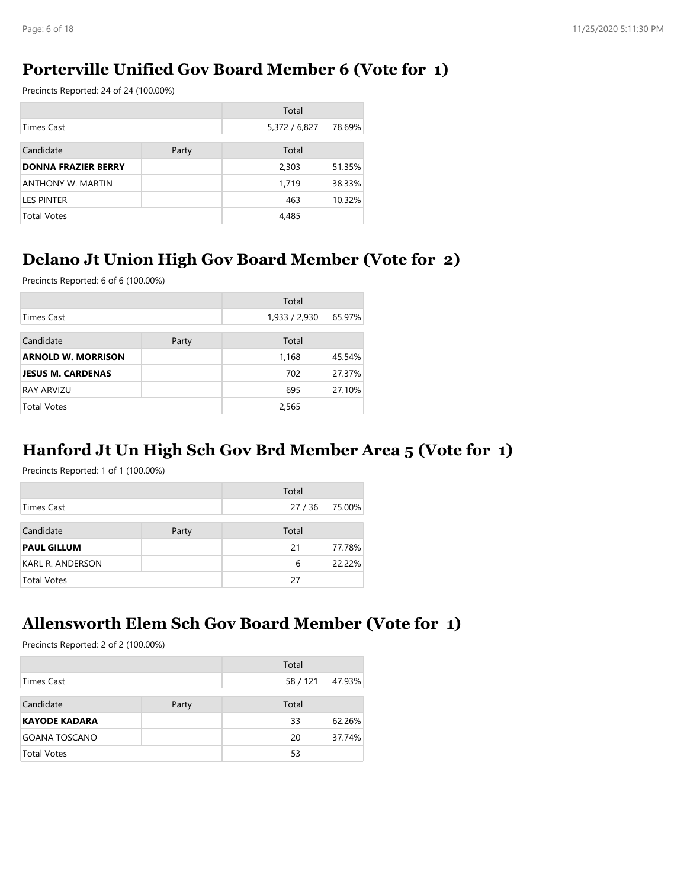## Porterville Unified Gov Board Member 6 (Vote for 1)

Precincts Reported: 24 of 24 (100.00%)

| | | Total | |
|---|---|---|---|
| Times Cast | | 5,372 / 6,827 | 78.69% |
| **Candidate** | **Party** | **Total** | |
| **DONNA FRAZIER BERRY** | | 2,303 | 51.35% |
| ANTHONY W. MARTIN | | 1,719 | 38.33% |
| LES PINTER | | 463 | 10.32% |
| Total Votes | | 4,485 | |

## Delano Jt Union High Gov Board Member (Vote for 2)

Precincts Reported: 6 of 6 (100.00%)

| | | Total | |
|---|---|---|---|
| Times Cast | | 1,933 / 2,930 | 65.97% |
| **Candidate** | **Party** | **Total** | |
| **ARNOLD W. MORRISON** | | 1,168 | 45.54% |
| **JESUS M. CARDENAS** | | 702 | 27.37% |
| RAY ARVIZU | | 695 | 27.10% |
| Total Votes | | 2,565 | |

## Hanford Jt Un High Sch Gov Brd Member Area 5 (Vote for 1)

Precincts Reported: 1 of 1 (100.00%)

| | | Total | |
|---|---|---|---|
| Times Cast | | 27 / 36 | 75.00% |
| **Candidate** | **Party** | **Total** | |
| **PAUL GILLUM** | | 21 | 77.78% |
| KARL R. ANDERSON | | 6 | 22.22% |
| Total Votes | | 27 | |

## Allensworth Elem Sch Gov Board Member (Vote for 1)

Precincts Reported: 2 of 2 (100.00%)

| | | Total | |
|---|---|---|---|
| Times Cast | | 58 / 121 | 47.93% |
| **Candidate** | **Party** | **Total** | |
| **KAYODE KADARA** | | 33 | 62.26% |
| GOANA TOSCANO | | 20 | 37.74% |
| Total Votes | | 53 | |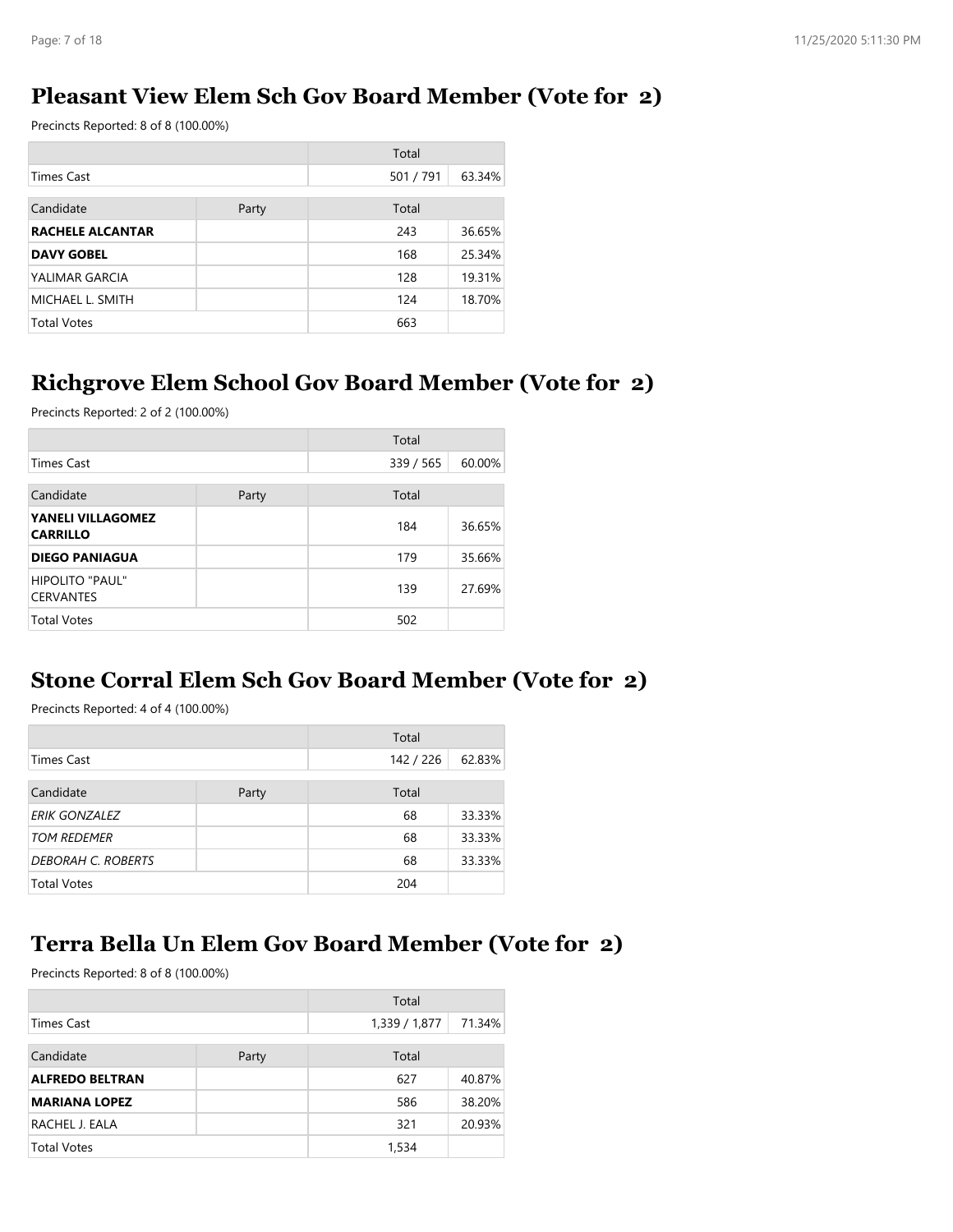## Pleasant View Elem Sch Gov Board Member (Vote for 2)

Precincts Reported: 8 of 8 (100.00%)

| | | Total | |
|---|---|---|---|
| Times Cast | | 501 / 791 | 63.34% |

| Candidate | Party | Total | |
|---|---|---|---|
| **RACHELE ALCANTAR** | | 243 | 36.65% |
| **DAVY GOBEL** | | 168 | 25.34% |
| YALIMAR GARCIA | | 128 | 19.31% |
| MICHAEL L. SMITH | | 124 | 18.70% |
| Total Votes | | 663 | |

## Richgrove Elem School Gov Board Member (Vote for 2)

Precincts Reported: 2 of 2 (100.00%)

| | | Total | |
|---|---|---|---|
| Times Cast | | 339 / 565 | 60.00% |

| Candidate | Party | Total | |
|---|---|---|---|
| **YANELI VILLAGOMEZ CARRILLO** | | 184 | 36.65% |
| **DIEGO PANIAGUA** | | 179 | 35.66% |
| HIPOLITO "PAUL" CERVANTES | | 139 | 27.69% |
| Total Votes | | 502 | |

## Stone Corral Elem Sch Gov Board Member (Vote for 2)

Precincts Reported: 4 of 4 (100.00%)

| | | Total | |
|---|---|---|---|
| Times Cast | | 142 / 226 | 62.83% |

| Candidate | Party | Total | |
|---|---|---|---|
| *ERIK GONZALEZ* | | 68 | 33.33% |
| *TOM REDEMER* | | 68 | 33.33% |
| *DEBORAH C. ROBERTS* | | 68 | 33.33% |
| Total Votes | | 204 | |

## Terra Bella Un Elem Gov Board Member (Vote for 2)

Precincts Reported: 8 of 8 (100.00%)

| | | Total | |
|---|---|---|---|
| Times Cast | | 1,339 / 1,877 | 71.34% |

| Candidate | Party | Total | |
|---|---|---|---|
| **ALFREDO BELTRAN** | | 627 | 40.87% |
| **MARIANA LOPEZ** | | 586 | 38.20% |
| RACHEL J. EALA | | 321 | 20.93% |
| Total Votes | | 1,534 | |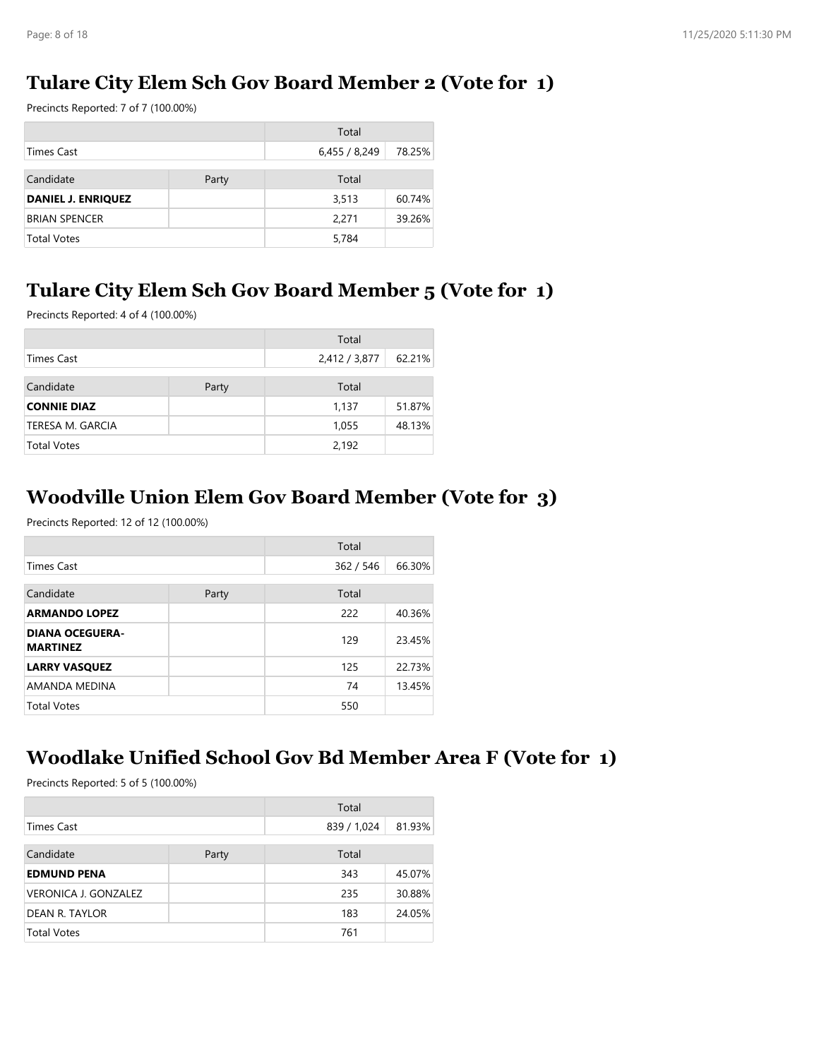## Tulare City Elem Sch Gov Board Member 2 (Vote for 1)

Precincts Reported: 7 of 7 (100.00%)

| | | Total | |
|---|---|---|---|
| Times Cast | | 6,455 / 8,249 | 78.25% |

| Candidate | Party | Total | |
|---|---|---|---|
| **DANIEL J. ENRIQUEZ** | | 3,513 | 60.74% |
| BRIAN SPENCER | | 2,271 | 39.26% |
| Total Votes | | 5,784 | |

## Tulare City Elem Sch Gov Board Member 5 (Vote for 1)

Precincts Reported: 4 of 4 (100.00%)

| | | Total | |
|---|---|---|---|
| Times Cast | | 2,412 / 3,877 | 62.21% |

| Candidate | Party | Total | |
|---|---|---|---|
| **CONNIE DIAZ** | | 1,137 | 51.87% |
| TERESA M. GARCIA | | 1,055 | 48.13% |
| Total Votes | | 2,192 | |

## Woodville Union Elem Gov Board Member (Vote for 3)

Precincts Reported: 12 of 12 (100.00%)

| | | Total | |
|---|---|---|---|
| Times Cast | | 362 / 546 | 66.30% |

| Candidate | Party | Total | |
|---|---|---|---|
| **ARMANDO LOPEZ** | | 222 | 40.36% |
| **DIANA OCEGUERA-MARTINEZ** | | 129 | 23.45% |
| **LARRY VASQUEZ** | | 125 | 22.73% |
| AMANDA MEDINA | | 74 | 13.45% |
| Total Votes | | 550 | |

## Woodlake Unified School Gov Bd Member Area F (Vote for 1)

Precincts Reported: 5 of 5 (100.00%)

| | | Total | |
|---|---|---|---|
| Times Cast | | 839 / 1,024 | 81.93% |

| Candidate | Party | Total | |
|---|---|---|---|
| **EDMUND PENA** | | 343 | 45.07% |
| VERONICA J. GONZALEZ | | 235 | 30.88% |
| DEAN R. TAYLOR | | 183 | 24.05% |
| Total Votes | | 761 | |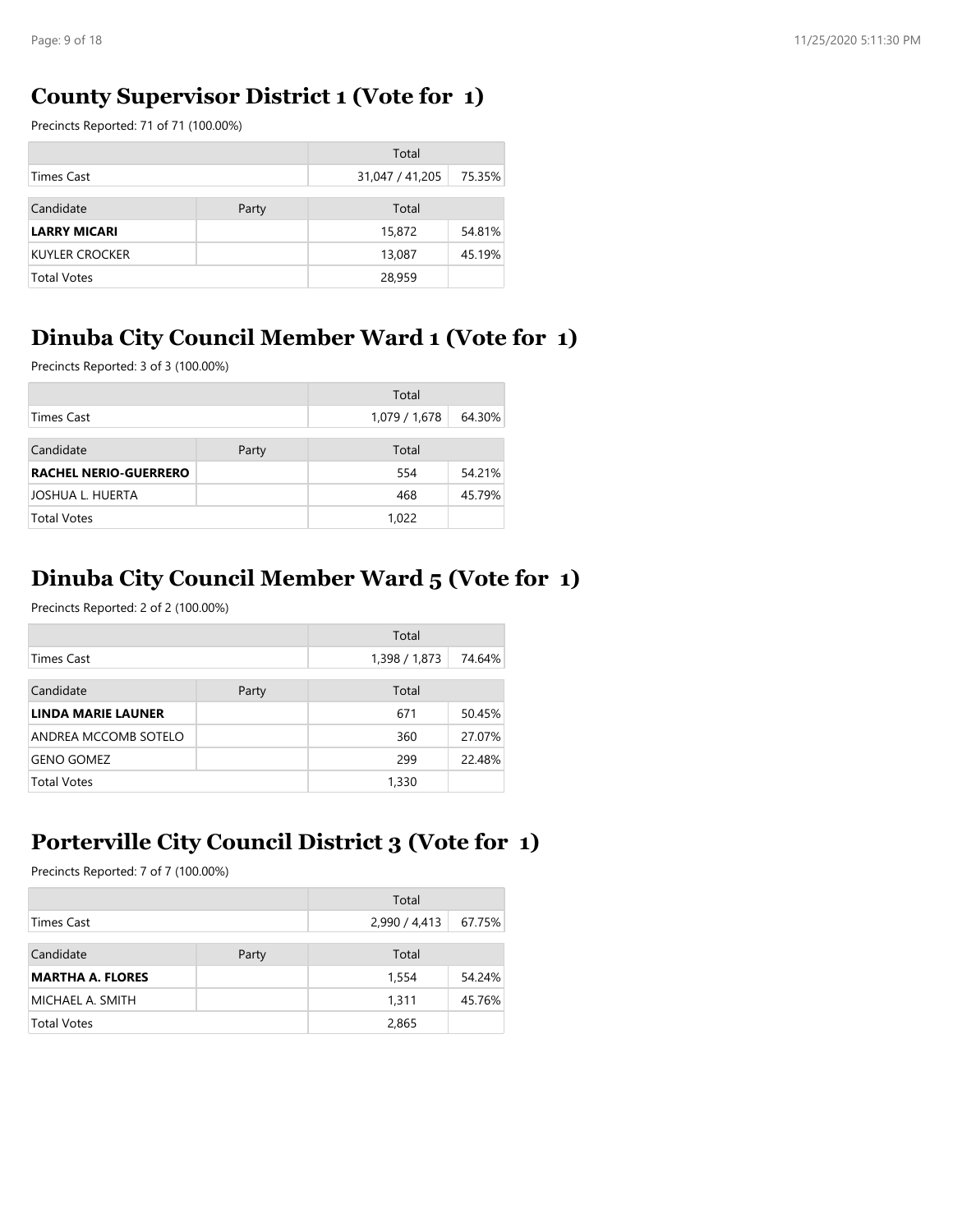## County Supervisor District 1 (Vote for 1)

Precincts Reported: 71 of 71 (100.00%)

| | | Total | |
|---|---|---|---|
| Times Cast | | 31,047 / 41,205 | 75.35% |

| Candidate | Party | Total | |
|---|---|---|---|
| **LARRY MICARI** | | 15,872 | 54.81% |
| KUYLER CROCKER | | 13,087 | 45.19% |
| Total Votes | | 28,959 | |

## Dinuba City Council Member Ward 1 (Vote for 1)

Precincts Reported: 3 of 3 (100.00%)

| | | Total | |
|---|---|---|---|
| Times Cast | | 1,079 / 1,678 | 64.30% |

| Candidate | Party | Total | |
|---|---|---|---|
| **RACHEL NERIO-GUERRERO** | | 554 | 54.21% |
| JOSHUA L. HUERTA | | 468 | 45.79% |
| Total Votes | | 1,022 | |

## Dinuba City Council Member Ward 5 (Vote for 1)

Precincts Reported: 2 of 2 (100.00%)

| | | Total | |
|---|---|---|---|
| Times Cast | | 1,398 / 1,873 | 74.64% |

| Candidate | Party | Total | |
|---|---|---|---|
| **LINDA MARIE LAUNER** | | 671 | 50.45% |
| ANDREA MCCOMB SOTELO | | 360 | 27.07% |
| GENO GOMEZ | | 299 | 22.48% |
| Total Votes | | 1,330 | |

## Porterville City Council District 3 (Vote for 1)

Precincts Reported: 7 of 7 (100.00%)

| | | Total | |
|---|---|---|---|
| Times Cast | | 2,990 / 4,413 | 67.75% |

| Candidate | Party | Total | |
|---|---|---|---|
| **MARTHA A. FLORES** | | 1,554 | 54.24% |
| MICHAEL A. SMITH | | 1,311 | 45.76% |
| Total Votes | | 2,865 | |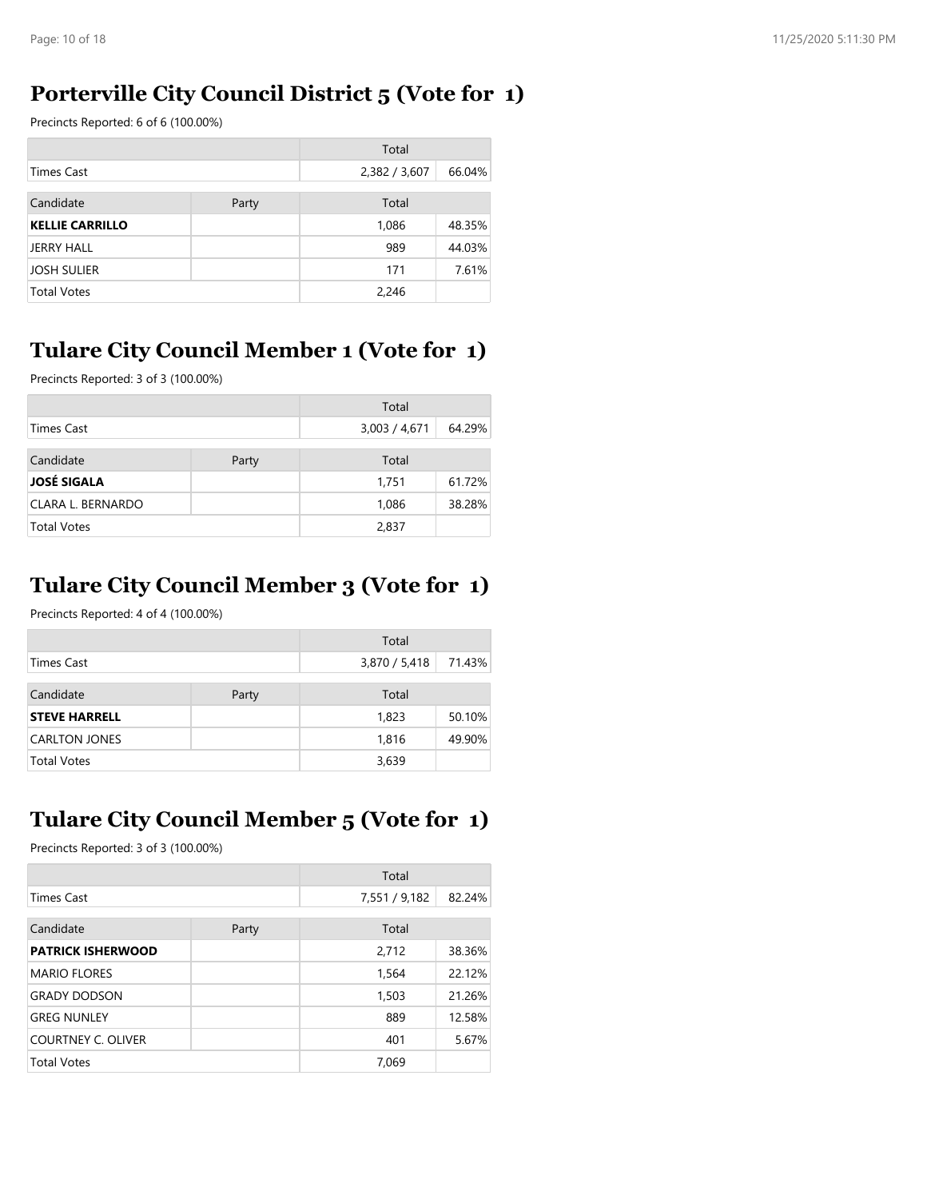## Porterville City Council District 5 (Vote for 1)

Precincts Reported: 6 of 6 (100.00%)

| | | Total | |
|---|---|---|---|
| Times Cast | | 2,382 / 3,607 | 66.04% |

| Candidate | Party | Total | |
|---|---|---|---|
| **KELLIE CARRILLO** | | 1,086 | 48.35% |
| JERRY HALL | | 989 | 44.03% |
| JOSH SULIER | | 171 | 7.61% |
| Total Votes | | 2,246 | |

## Tulare City Council Member 1 (Vote for 1)

Precincts Reported: 3 of 3 (100.00%)

| | | Total | |
|---|---|---|---|
| Times Cast | | 3,003 / 4,671 | 64.29% |

| Candidate | Party | Total | |
|---|---|---|---|
| **JOSÉ SIGALA** | | 1,751 | 61.72% |
| CLARA L. BERNARDO | | 1,086 | 38.28% |
| Total Votes | | 2,837 | |

## Tulare City Council Member 3 (Vote for 1)

Precincts Reported: 4 of 4 (100.00%)

| | | Total | |
|---|---|---|---|
| Times Cast | | 3,870 / 5,418 | 71.43% |

| Candidate | Party | Total | |
|---|---|---|---|
| **STEVE HARRELL** | | 1,823 | 50.10% |
| CARLTON JONES | | 1,816 | 49.90% |
| Total Votes | | 3,639 | |

## Tulare City Council Member 5 (Vote for 1)

Precincts Reported: 3 of 3 (100.00%)

| | | Total | |
|---|---|---|---|
| Times Cast | | 7,551 / 9,182 | 82.24% |

| Candidate | Party | Total | |
|---|---|---|---|
| **PATRICK ISHERWOOD** | | 2,712 | 38.36% |
| MARIO FLORES | | 1,564 | 22.12% |
| GRADY DODSON | | 1,503 | 21.26% |
| GREG NUNLEY | | 889 | 12.58% |
| COURTNEY C. OLIVER | | 401 | 5.67% |
| Total Votes | | 7,069 | |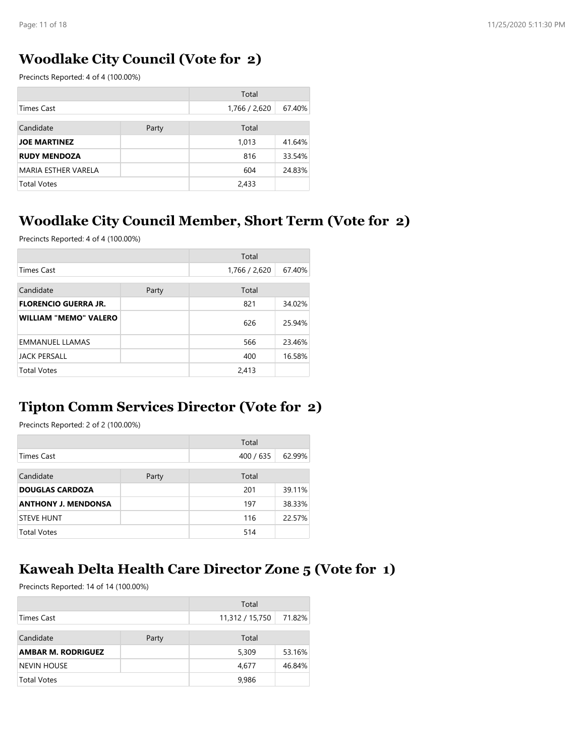## Woodlake City Council (Vote for 2)

Precincts Reported: 4 of 4 (100.00%)

| | | Total | |
|---|---|---|---|
| Times Cast | | 1,766 / 2,620 | 67.40% |
| Candidate | Party | Total | |
| **JOE MARTINEZ** | | 1,013 | 41.64% |
| **RUDY MENDOZA** | | 816 | 33.54% |
| MARIA ESTHER VARELA | | 604 | 24.83% |
| Total Votes | | 2,433 | |

## Woodlake City Council Member, Short Term (Vote for 2)

Precincts Reported: 4 of 4 (100.00%)

| | | Total | |
|---|---|---|---|
| Times Cast | | 1,766 / 2,620 | 67.40% |
| Candidate | Party | Total | |
| **FLORENCIO GUERRA JR.** | | 821 | 34.02% |
| **WILLIAM "MEMO" VALERO** | | 626 | 25.94% |
| EMMANUEL LLAMAS | | 566 | 23.46% |
| JACK PERSALL | | 400 | 16.58% |
| Total Votes | | 2,413 | |

## Tipton Comm Services Director (Vote for 2)

Precincts Reported: 2 of 2 (100.00%)

| | | Total | |
|---|---|---|---|
| Times Cast | | 400 / 635 | 62.99% |
| Candidate | Party | Total | |
| **DOUGLAS CARDOZA** | | 201 | 39.11% |
| **ANTHONY J. MENDONSA** | | 197 | 38.33% |
| STEVE HUNT | | 116 | 22.57% |
| Total Votes | | 514 | |

## Kaweah Delta Health Care Director Zone 5 (Vote for 1)

Precincts Reported: 14 of 14 (100.00%)

| | | Total | |
|---|---|---|---|
| Times Cast | | 11,312 / 15,750 | 71.82% |
| Candidate | Party | Total | |
| **AMBAR M. RODRIGUEZ** | | 5,309 | 53.16% |
| NEVIN HOUSE | | 4,677 | 46.84% |
| Total Votes | | 9,986 | |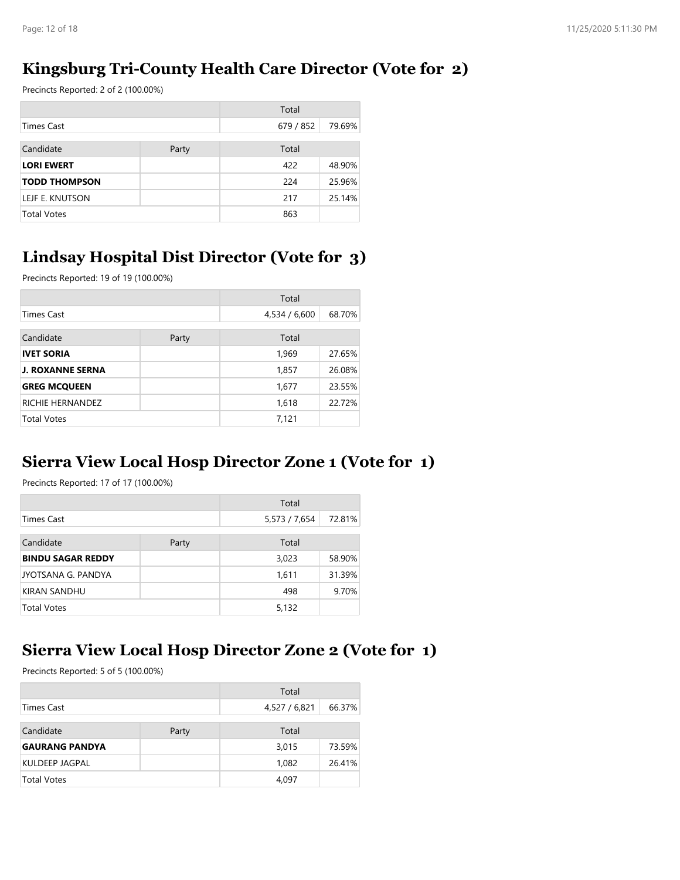## Kingsburg Tri-County Health Care Director (Vote for 2)

Precincts Reported: 2 of 2 (100.00%)

| | | Total | |
|---|---|---|---|
| Times Cast | | 679 / 852 | 79.69% |

| Candidate | Party | Total | |
|---|---|---|---|
| **LORI EWERT** | | 422 | 48.90% |
| **TODD THOMPSON** | | 224 | 25.96% |
| LEJF E. KNUTSON | | 217 | 25.14% |
| Total Votes | | 863 | |

## Lindsay Hospital Dist Director (Vote for 3)

Precincts Reported: 19 of 19 (100.00%)

| | | Total | |
|---|---|---|---|
| Times Cast | | 4,534 / 6,600 | 68.70% |

| Candidate | Party | Total | |
|---|---|---|---|
| **IVET SORIA** | | 1,969 | 27.65% |
| **J. ROXANNE SERNA** | | 1,857 | 26.08% |
| **GREG MCQUEEN** | | 1,677 | 23.55% |
| RICHIE HERNANDEZ | | 1,618 | 22.72% |
| Total Votes | | 7,121 | |

## Sierra View Local Hosp Director Zone 1 (Vote for 1)

Precincts Reported: 17 of 17 (100.00%)

| | | Total | |
|---|---|---|---|
| Times Cast | | 5,573 / 7,654 | 72.81% |

| Candidate | Party | Total | |
|---|---|---|---|
| **BINDU SAGAR REDDY** | | 3,023 | 58.90% |
| JYOTSANA G. PANDYA | | 1,611 | 31.39% |
| KIRAN SANDHU | | 498 | 9.70% |
| Total Votes | | 5,132 | |

## Sierra View Local Hosp Director Zone 2 (Vote for 1)

Precincts Reported: 5 of 5 (100.00%)

| | | Total | |
|---|---|---|---|
| Times Cast | | 4,527 / 6,821 | 66.37% |

| Candidate | Party | Total | |
|---|---|---|---|
| **GAURANG PANDYA** | | 3,015 | 73.59% |
| KULDEEP JAGPAL | | 1,082 | 26.41% |
| Total Votes | | 4,097 | |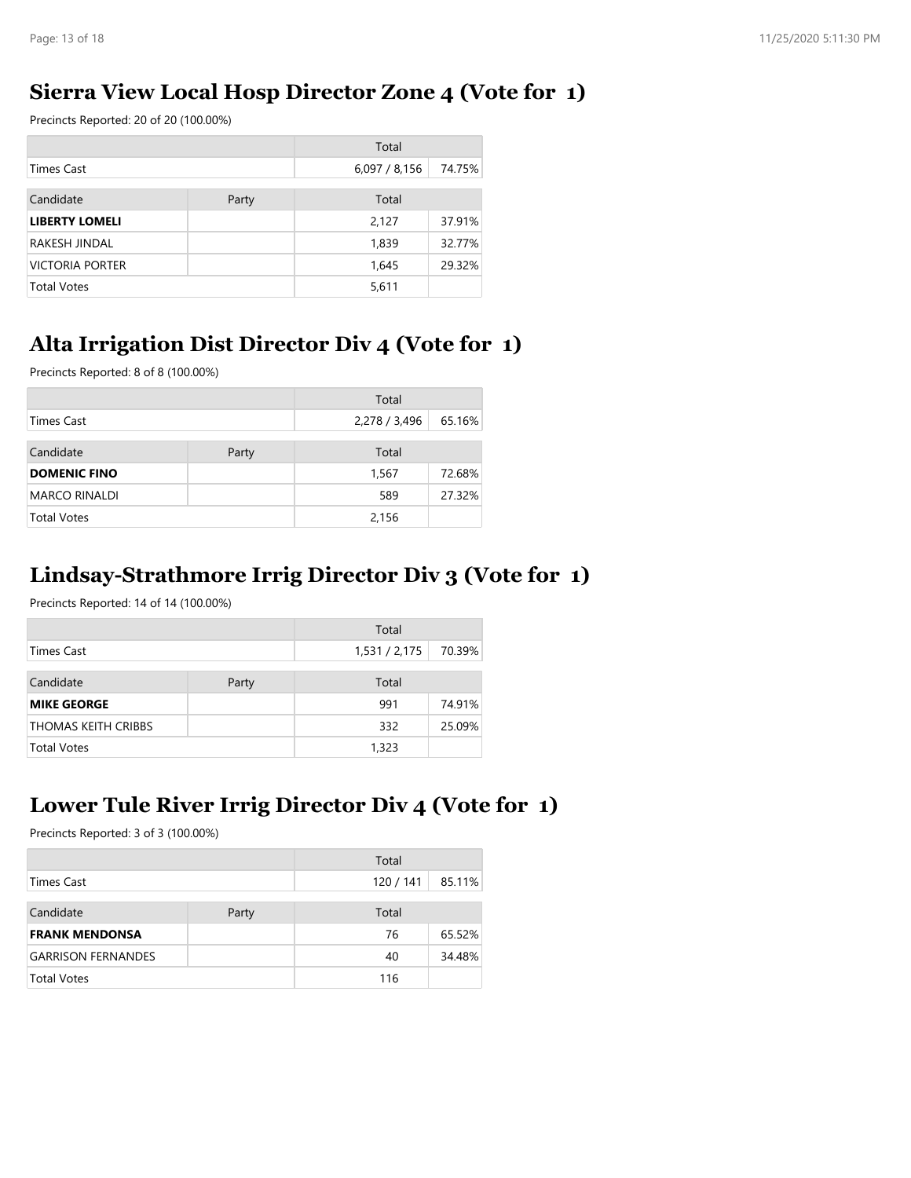## Sierra View Local Hosp Director Zone 4 (Vote for 1)

Precincts Reported: 20 of 20 (100.00%)

| | | Total | |
|---|---|---|---|
| Times Cast | | 6,097 / 8,156 | 74.75% |

| Candidate | Party | Total | |
|---|---|---|---|
| **LIBERTY LOMELI** | | 2,127 | 37.91% |
| RAKESH JINDAL | | 1,839 | 32.77% |
| VICTORIA PORTER | | 1,645 | 29.32% |
| Total Votes | | 5,611 | |

## Alta Irrigation Dist Director Div 4 (Vote for 1)

Precincts Reported: 8 of 8 (100.00%)

| | | Total | |
|---|---|---|---|
| Times Cast | | 2,278 / 3,496 | 65.16% |

| Candidate | Party | Total | |
|---|---|---|---|
| **DOMENIC FINO** | | 1,567 | 72.68% |
| MARCO RINALDI | | 589 | 27.32% |
| Total Votes | | 2,156 | |

## Lindsay-Strathmore Irrig Director Div 3 (Vote for 1)

Precincts Reported: 14 of 14 (100.00%)

| | | Total | |
|---|---|---|---|
| Times Cast | | 1,531 / 2,175 | 70.39% |

| Candidate | Party | Total | |
|---|---|---|---|
| **MIKE GEORGE** | | 991 | 74.91% |
| THOMAS KEITH CRIBBS | | 332 | 25.09% |
| Total Votes | | 1,323 | |

## Lower Tule River Irrig Director Div 4 (Vote for 1)

Precincts Reported: 3 of 3 (100.00%)

| | | Total | |
|---|---|---|---|
| Times Cast | | 120 / 141 | 85.11% |

| Candidate | Party | Total | |
|---|---|---|---|
| **FRANK MENDONSA** | | 76 | 65.52% |
| GARRISON FERNANDES | | 40 | 34.48% |
| Total Votes | | 116 | |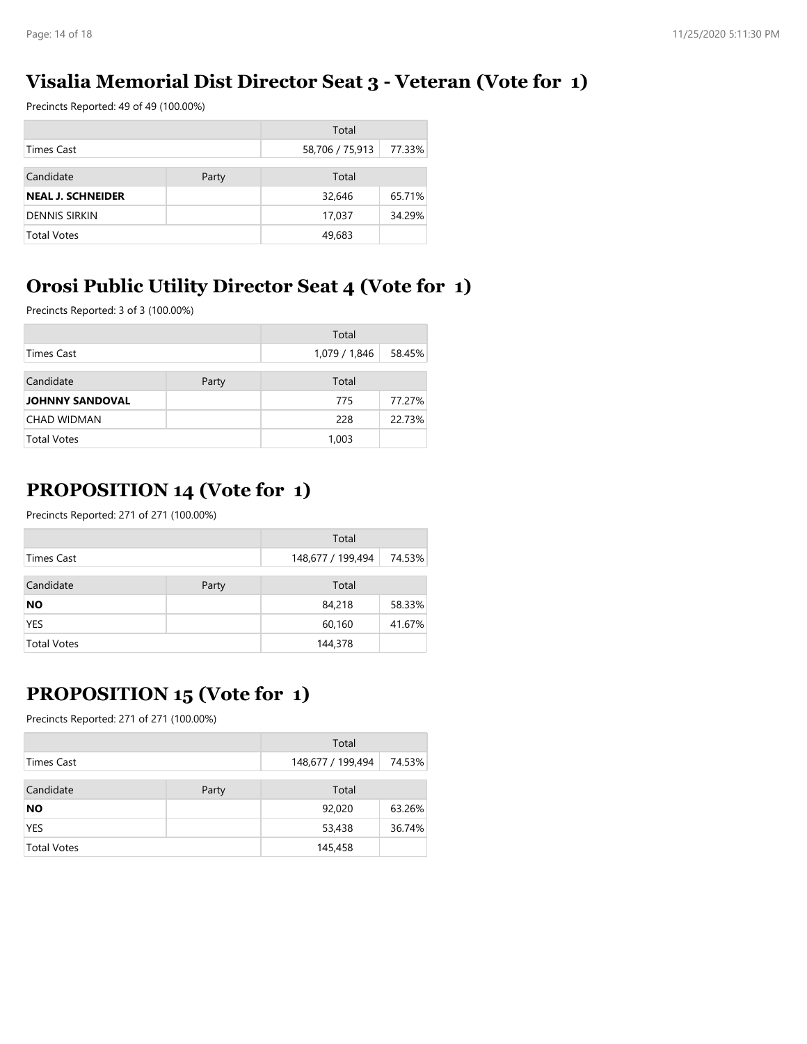## Visalia Memorial Dist Director Seat 3 - Veteran (Vote for 1)

Precincts Reported: 49 of 49 (100.00%)

| | | Total | |
|---|---|---|---|
| Times Cast | | 58,706 / 75,913 | 77.33% |
| **Candidate** | **Party** | **Total** | |
| **NEAL J. SCHNEIDER** | | 32,646 | 65.71% |
| DENNIS SIRKIN | | 17,037 | 34.29% |
| Total Votes | | 49,683 | |

## Orosi Public Utility Director Seat 4 (Vote for 1)

Precincts Reported: 3 of 3 (100.00%)

| | | Total | |
|---|---|---|---|
| Times Cast | | 1,079 / 1,846 | 58.45% |
| **Candidate** | **Party** | **Total** | |
| **JOHNNY SANDOVAL** | | 775 | 77.27% |
| CHAD WIDMAN | | 228 | 22.73% |
| Total Votes | | 1,003 | |

## PROPOSITION 14 (Vote for 1)

Precincts Reported: 271 of 271 (100.00%)

| | | Total | |
|---|---|---|---|
| Times Cast | | 148,677 / 199,494 | 74.53% |
| **Candidate** | **Party** | **Total** | |
| **NO** | | 84,218 | 58.33% |
| YES | | 60,160 | 41.67% |
| Total Votes | | 144,378 | |

## PROPOSITION 15 (Vote for 1)

Precincts Reported: 271 of 271 (100.00%)

| | | Total | |
|---|---|---|---|
| Times Cast | | 148,677 / 199,494 | 74.53% |
| **Candidate** | **Party** | **Total** | |
| **NO** | | 92,020 | 63.26% |
| YES | | 53,438 | 36.74% |
| Total Votes | | 145,458 | |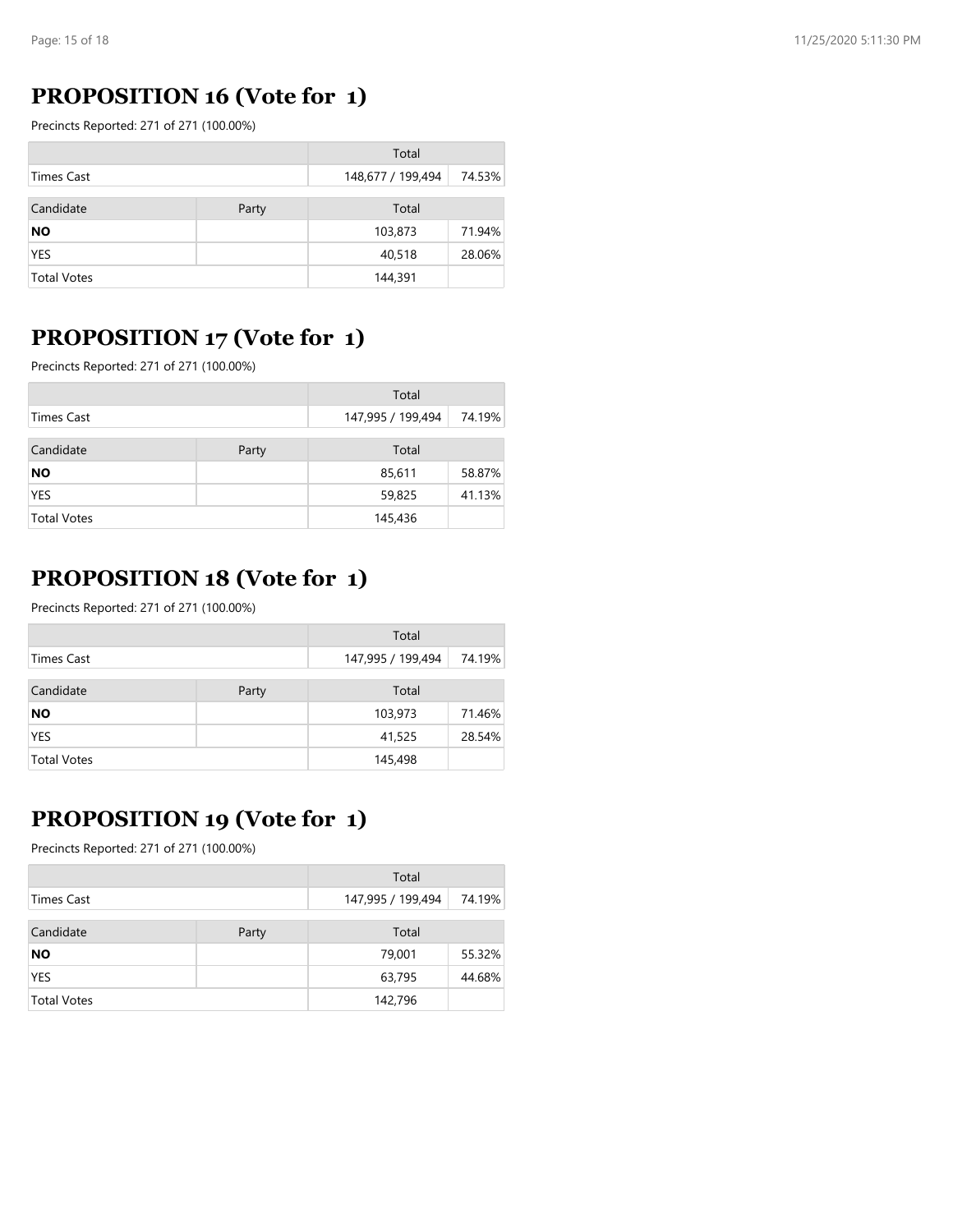## PROPOSITION 16 (Vote for 1)

Precincts Reported: 271 of 271 (100.00%)

| | | Total | |
|---|---|---|---|
| Times Cast | | 148,677 / 199,494 | 74.53% |
| **Candidate** | **Party** | **Total** | |
| **NO** | | 103,873 | 71.94% |
| YES | | 40,518 | 28.06% |
| Total Votes | | 144,391 | |

## PROPOSITION 17 (Vote for 1)

Precincts Reported: 271 of 271 (100.00%)

| | | Total | |
|---|---|---|---|
| Times Cast | | 147,995 / 199,494 | 74.19% |
| **Candidate** | **Party** | **Total** | |
| **NO** | | 85,611 | 58.87% |
| YES | | 59,825 | 41.13% |
| Total Votes | | 145,436 | |

## PROPOSITION 18 (Vote for 1)

Precincts Reported: 271 of 271 (100.00%)

| | | Total | |
|---|---|---|---|
| Times Cast | | 147,995 / 199,494 | 74.19% |
| **Candidate** | **Party** | **Total** | |
| **NO** | | 103,973 | 71.46% |
| YES | | 41,525 | 28.54% |
| Total Votes | | 145,498 | |

## PROPOSITION 19 (Vote for 1)

Precincts Reported: 271 of 271 (100.00%)

| | | Total | |
|---|---|---|---|
| Times Cast | | 147,995 / 199,494 | 74.19% |
| **Candidate** | **Party** | **Total** | |
| **NO** | | 79,001 | 55.32% |
| YES | | 63,795 | 44.68% |
| Total Votes | | 142,796 | |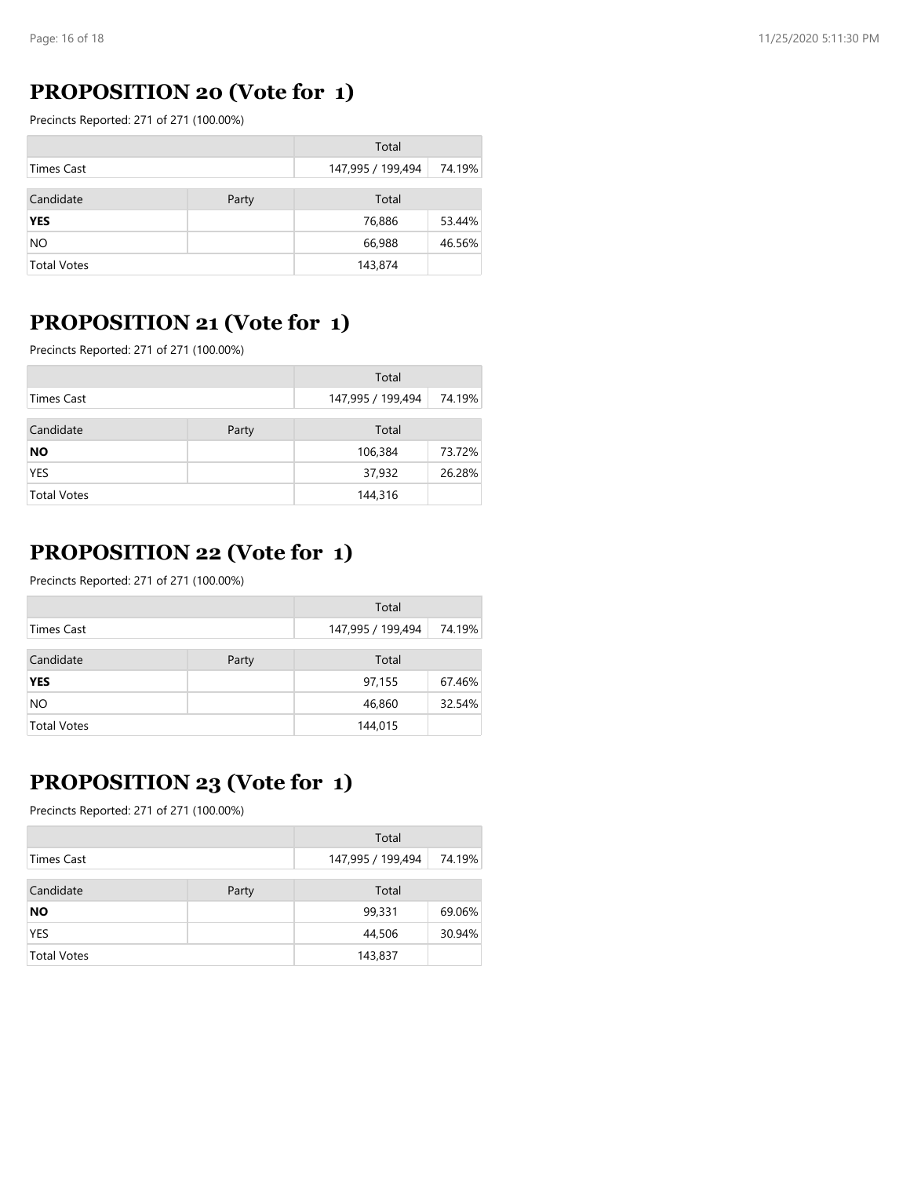## PROPOSITION 20 (Vote for 1)

Precincts Reported: 271 of 271 (100.00%)

| | | Total | |
|---|---|---|---|
| Times Cast | | 147,995 / 199,494 | 74.19% |

| Candidate | Party | Total | |
|---|---|---|---|
| **YES** | | 76,886 | 53.44% |
| NO | | 66,988 | 46.56% |
| Total Votes | | 143,874 | |

## PROPOSITION 21 (Vote for 1)

Precincts Reported: 271 of 271 (100.00%)

| | | Total | |
|---|---|---|---|
| Times Cast | | 147,995 / 199,494 | 74.19% |

| Candidate | Party | Total | |
|---|---|---|---|
| **NO** | | 106,384 | 73.72% |
| YES | | 37,932 | 26.28% |
| Total Votes | | 144,316 | |

## PROPOSITION 22 (Vote for 1)

Precincts Reported: 271 of 271 (100.00%)

| | | Total | |
|---|---|---|---|
| Times Cast | | 147,995 / 199,494 | 74.19% |

| Candidate | Party | Total | |
|---|---|---|---|
| **YES** | | 97,155 | 67.46% |
| NO | | 46,860 | 32.54% |
| Total Votes | | 144,015 | |

## PROPOSITION 23 (Vote for 1)

Precincts Reported: 271 of 271 (100.00%)

| | | Total | |
|---|---|---|---|
| Times Cast | | 147,995 / 199,494 | 74.19% |

| Candidate | Party | Total | |
|---|---|---|---|
| **NO** | | 99,331 | 69.06% |
| YES | | 44,506 | 30.94% |
| Total Votes | | 143,837 | |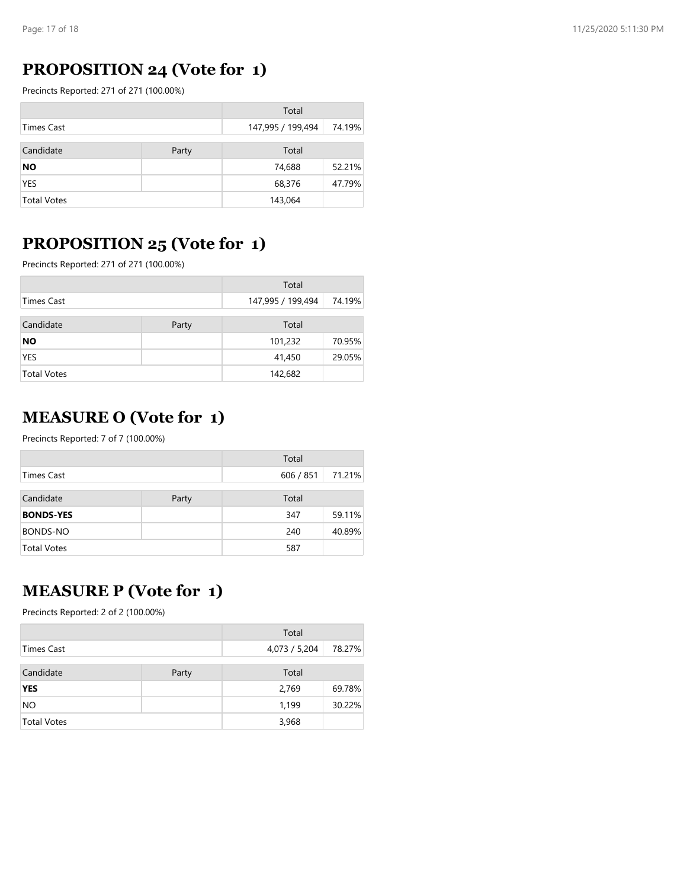## PROPOSITION 24 (Vote for 1)

Precincts Reported: 271 of 271 (100.00%)

| | | Total | |
|---|---|---|---|
| Times Cast | | 147,995 / 199,494 | 74.19% |

| Candidate | Party | Total | |
|---|---|---|---|
| **NO** | | 74,688 | 52.21% |
| YES | | 68,376 | 47.79% |
| Total Votes | | 143,064 | |

## PROPOSITION 25 (Vote for 1)

Precincts Reported: 271 of 271 (100.00%)

| | | Total | |
|---|---|---|---|
| Times Cast | | 147,995 / 199,494 | 74.19% |

| Candidate | Party | Total | |
|---|---|---|---|
| **NO** | | 101,232 | 70.95% |
| YES | | 41,450 | 29.05% |
| Total Votes | | 142,682 | |

## MEASURE O (Vote for 1)

Precincts Reported: 7 of 7 (100.00%)

| | | Total | |
|---|---|---|---|
| Times Cast | | 606 / 851 | 71.21% |

| Candidate | Party | Total | |
|---|---|---|---|
| **BONDS-YES** | | 347 | 59.11% |
| BONDS-NO | | 240 | 40.89% |
| Total Votes | | 587 | |

## MEASURE P (Vote for 1)

Precincts Reported: 2 of 2 (100.00%)

| | | Total | |
|---|---|---|---|
| Times Cast | | 4,073 / 5,204 | 78.27% |

| Candidate | Party | Total | |
|---|---|---|---|
| **YES** | | 2,769 | 69.78% |
| NO | | 1,199 | 30.22% |
| Total Votes | | 3,968 | |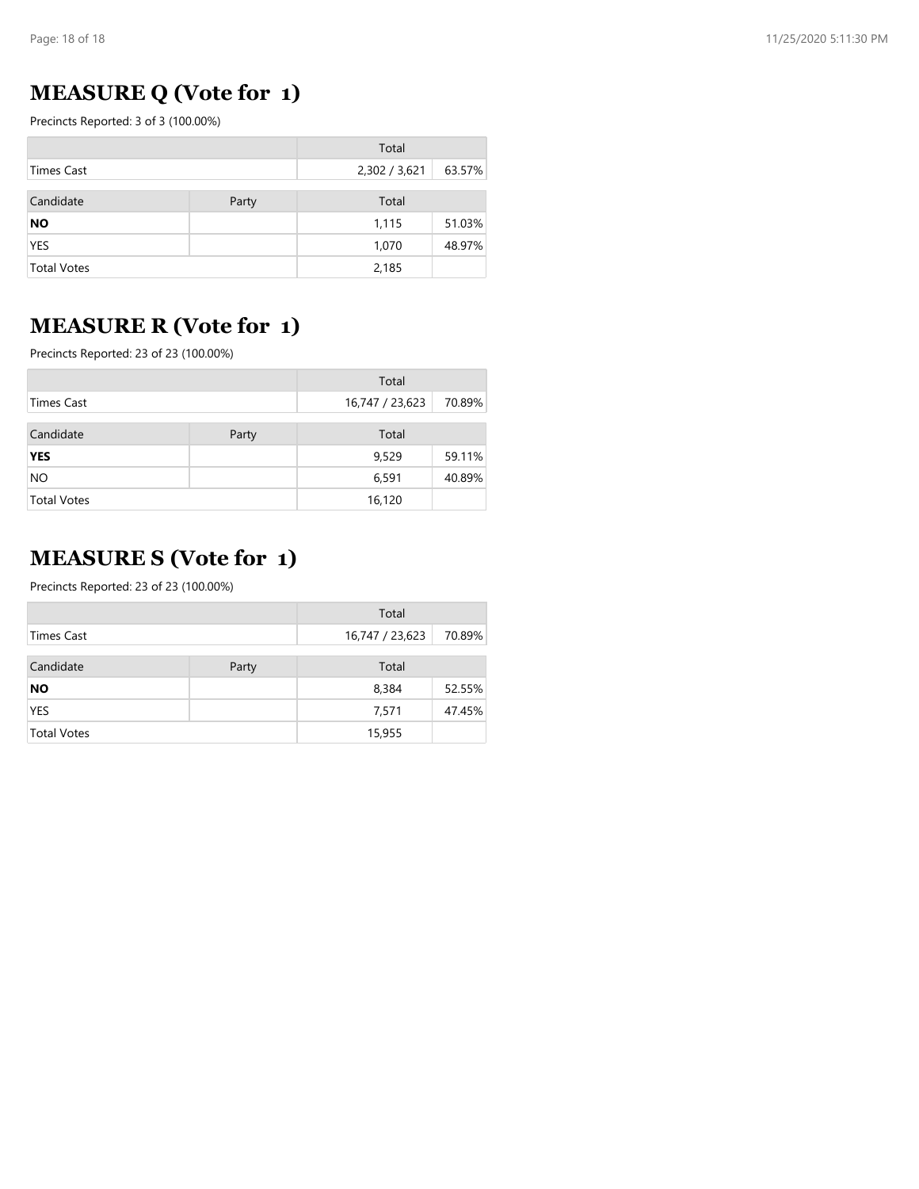## MEASURE Q (Vote for 1)

Precincts Reported: 3 of 3 (100.00%)

| | | Total | |
|---|---|---|---|
| Times Cast | | 2,302 / 3,621 | 63.57% |
| Candidate | Party | Total | |
| **NO** | | 1,115 | 51.03% |
| YES | | 1,070 | 48.97% |
| Total Votes | | 2,185 | |

## MEASURE R (Vote for 1)

Precincts Reported: 23 of 23 (100.00%)

| | | Total | |
|---|---|---|---|
| Times Cast | | 16,747 / 23,623 | 70.89% |
| Candidate | Party | Total | |
| **YES** | | 9,529 | 59.11% |
| NO | | 6,591 | 40.89% |
| Total Votes | | 16,120 | |

## MEASURE S (Vote for 1)

Precincts Reported: 23 of 23 (100.00%)

| | | Total | |
|---|---|---|---|
| Times Cast | | 16,747 / 23,623 | 70.89% |
| Candidate | Party | Total | |
| **NO** | | 8,384 | 52.55% |
| YES | | 7,571 | 47.45% |
| Total Votes | | 15,955 | |